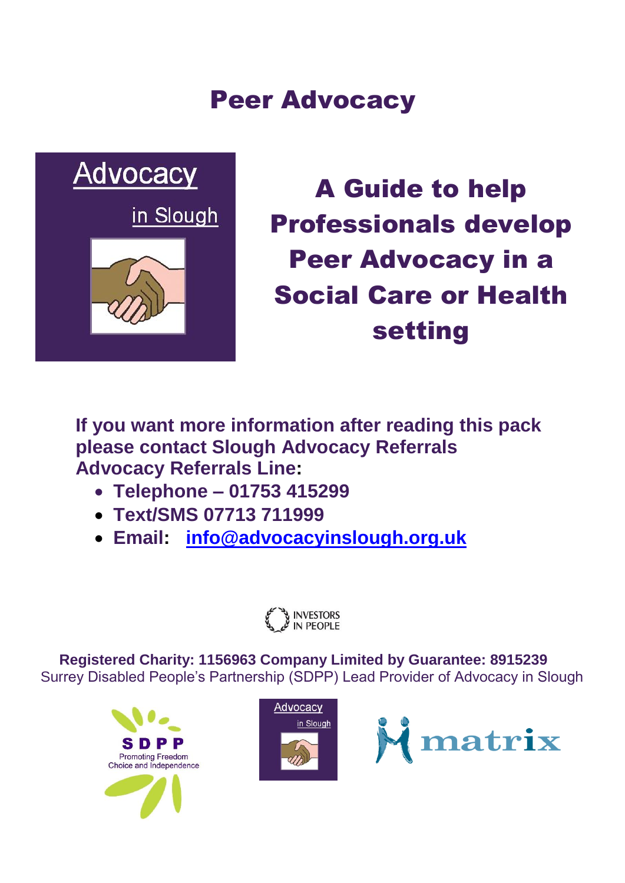# Peer Advocacy

Advocacy

in Slough

## A Guide to help Professionals develop Peer Advocacy in a Social Care or Health setting

**If you want more information after reading this pack please contact Slough Advocacy Referrals**
**Advocacy Referrals Line:**

- **Telephone – 01753 415299**
- **Text/SMS 07713 711999**
- **Email: info@advocacyinslough.org.uk**

INVESTORS IN PEOPLE

**Registered Charity: 1156963 Company Limited by Guarantee: 8915239**
Surrey Disabled People's Partnership (SDPP) Lead Provider of Advocacy in Slough

SDPP Promoting Freedom Choice and Independence

Advocacy in Slough

matrix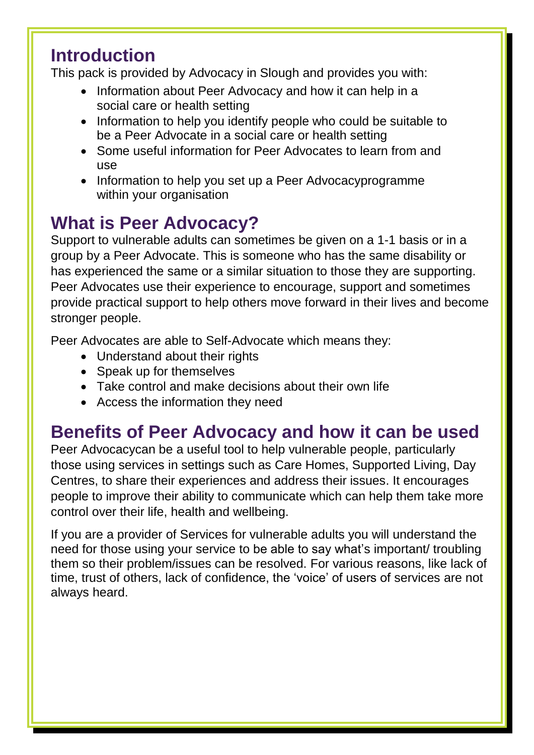## Introduction

This pack is provided by Advocacy in Slough and provides you with:

- Information about Peer Advocacy and how it can help in a social care or health setting
- Information to help you identify people who could be suitable to be a Peer Advocate in a social care or health setting
- Some useful information for Peer Advocates to learn from and use
- Information to help you set up a Peer Advocacyprogramme within your organisation

## What is Peer Advocacy?

Support to vulnerable adults can sometimes be given on a 1-1 basis or in a group by a Peer Advocate. This is someone who has the same disability or has experienced the same or a similar situation to those they are supporting. Peer Advocates use their experience to encourage, support and sometimes provide practical support to help others move forward in their lives and become stronger people.

Peer Advocates are able to Self-Advocate which means they:

- Understand about their rights
- Speak up for themselves
- Take control and make decisions about their own life
- Access the information they need

## Benefits of Peer Advocacy and how it can be used

Peer Advocacycan be a useful tool to help vulnerable people, particularly those using services in settings such as Care Homes, Supported Living, Day Centres, to share their experiences and address their issues. It encourages people to improve their ability to communicate which can help them take more control over their life, health and wellbeing.

If you are a provider of Services for vulnerable adults you will understand the need for those using your service to be able to say what's important/ troubling them so their problem/issues can be resolved. For various reasons, like lack of time, trust of others, lack of confidence, the 'voice' of users of services are not always heard.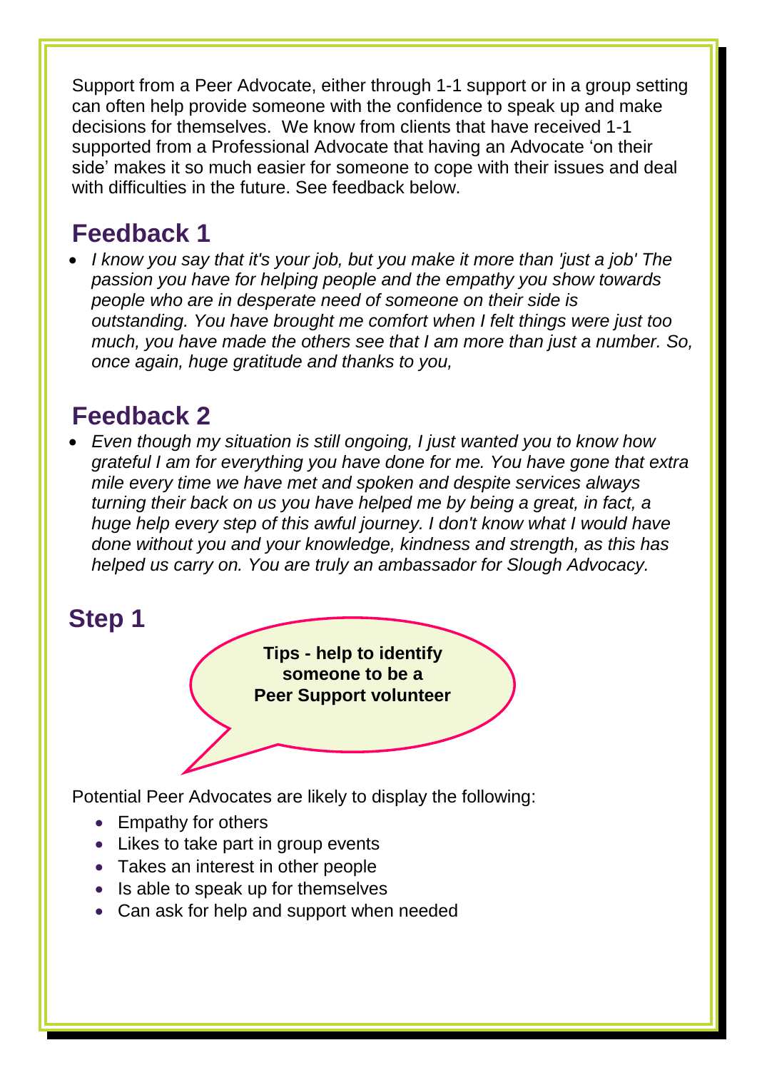Support from a Peer Advocate, either through 1-1 support or in a group setting can often help provide someone with the confidence to speak up and make decisions for themselves. We know from clients that have received 1-1 supported from a Professional Advocate that having an Advocate 'on their side' makes it so much easier for someone to cope with their issues and deal with difficulties in the future. See feedback below.

## Feedback 1

- *I know you say that it's your job, but you make it more than 'just a job' The passion you have for helping people and the empathy you show towards people who are in desperate need of someone on their side is outstanding. You have brought me comfort when I felt things were just too much, you have made the others see that I am more than just a number. So, once again, huge gratitude and thanks to you,*

## Feedback 2

- *Even though my situation is still ongoing, I just wanted you to know how grateful I am for everything you have done for me. You have gone that extra mile every time we have met and spoken and despite services always turning their back on us you have helped me by being a great, in fact, a huge help every step of this awful journey. I don't know what I would have done without you and your knowledge, kindness and strength, as this has helped us carry on. You are truly an ambassador for Slough Advocacy.*

## Step 1

**Tips - help to identify someone to be a Peer Support volunteer**

Potential Peer Advocates are likely to display the following:

- Empathy for others
- Likes to take part in group events
- Takes an interest in other people
- Is able to speak up for themselves
- Can ask for help and support when needed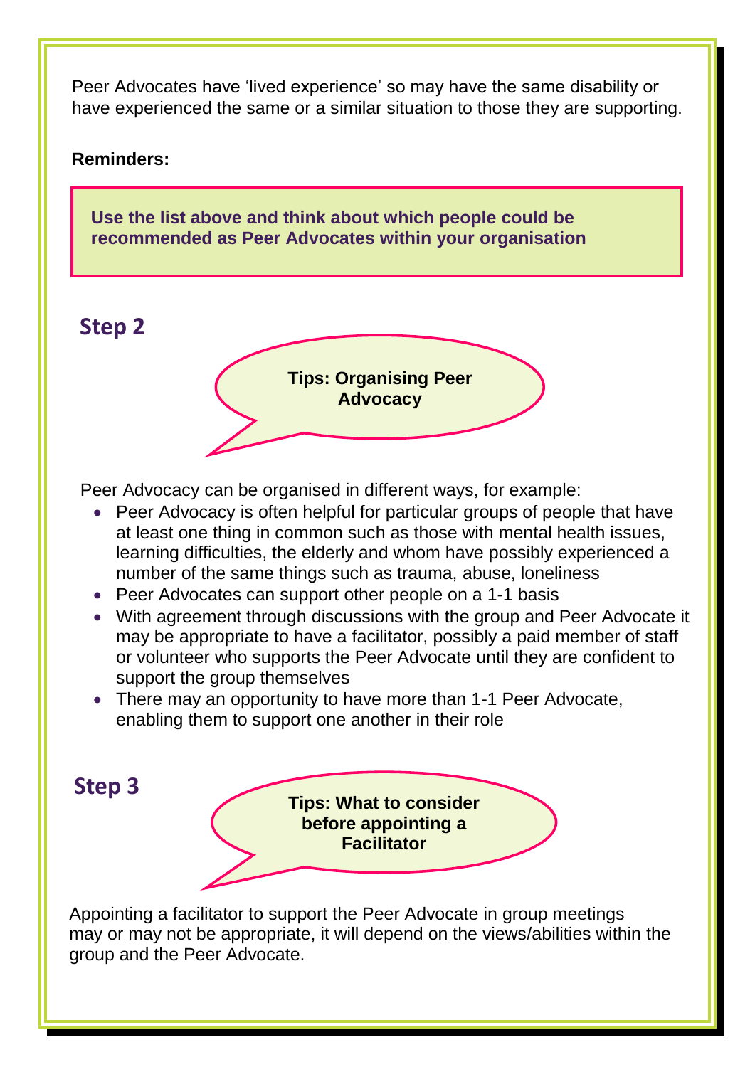Peer Advocates have 'lived experience' so may have the same disability or have experienced the same or a similar situation to those they are supporting.

**Reminders:**

**Use the list above and think about which people could be recommended as Peer Advocates within your organisation**

## Step 2

**Tips: Organising Peer Advocacy**

Peer Advocacy can be organised in different ways, for example:

- Peer Advocacy is often helpful for particular groups of people that have at least one thing in common such as those with mental health issues, learning difficulties, the elderly and whom have possibly experienced a number of the same things such as trauma, abuse, loneliness
- Peer Advocates can support other people on a 1-1 basis
- With agreement through discussions with the group and Peer Advocate it may be appropriate to have a facilitator, possibly a paid member of staff or volunteer who supports the Peer Advocate until they are confident to support the group themselves
- There may an opportunity to have more than 1-1 Peer Advocate, enabling them to support one another in their role

## Step 3

**Tips: What to consider before appointing a Facilitator**

Appointing a facilitator to support the Peer Advocate in group meetings may or may not be appropriate, it will depend on the views/abilities within the group and the Peer Advocate.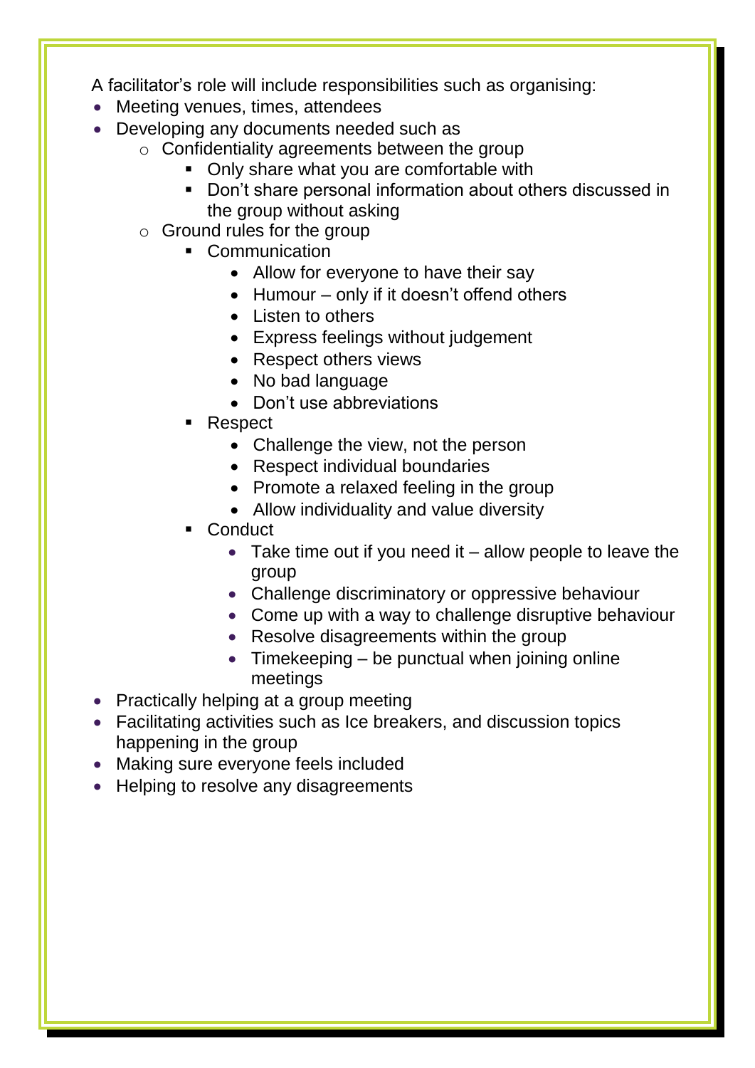A facilitator's role will include responsibilities such as organising:

- Meeting venues, times, attendees
- Developing any documents needed such as
    - Confidentiality agreements between the group
        - Only share what you are comfortable with
        - Don't share personal information about others discussed in the group without asking
    - Ground rules for the group
        - Communication
            - Allow for everyone to have their say
            - Humour – only if it doesn't offend others
            - Listen to others
            - Express feelings without judgement
            - Respect others views
            - No bad language
            - Don't use abbreviations
        - Respect
            - Challenge the view, not the person
            - Respect individual boundaries
            - Promote a relaxed feeling in the group
            - Allow individuality and value diversity
        - Conduct
            - Take time out if you need it – allow people to leave the group
            - Challenge discriminatory or oppressive behaviour
            - Come up with a way to challenge disruptive behaviour
            - Resolve disagreements within the group
            - Timekeeping – be punctual when joining online meetings
- Practically helping at a group meeting
- Facilitating activities such as Ice breakers, and discussion topics happening in the group
- Making sure everyone feels included
- Helping to resolve any disagreements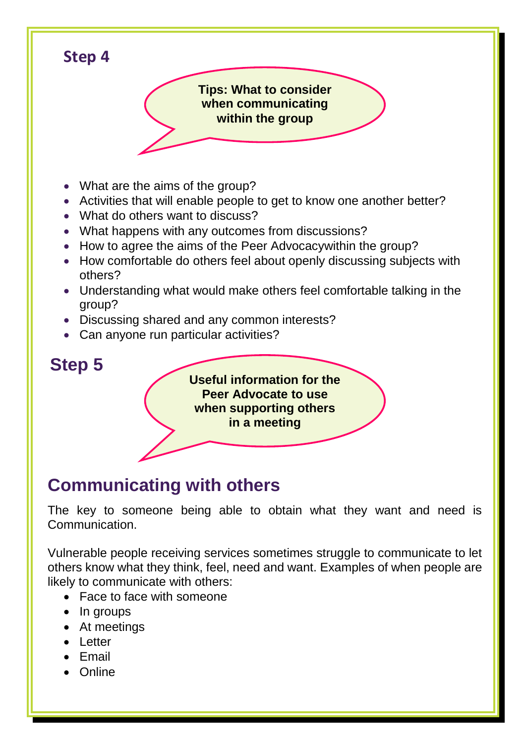## Step 4

**Tips: What to consider when communicating within the group**

- What are the aims of the group?
- Activities that will enable people to get to know one another better?
- What do others want to discuss?
- What happens with any outcomes from discussions?
- How to agree the aims of the Peer Advocacywithin the group?
- How comfortable do others feel about openly discussing subjects with others?
- Understanding what would make others feel comfortable talking in the group?
- Discussing shared and any common interests?
- Can anyone run particular activities?

## Step 5

**Useful information for the Peer Advocate to use when supporting others in a meeting**

## Communicating with others

The key to someone being able to obtain what they want and need is Communication.

Vulnerable people receiving services sometimes struggle to communicate to let others know what they think, feel, need and want. Examples of when people are likely to communicate with others:

- Face to face with someone
- In groups
- At meetings
- Letter
- Email
- Online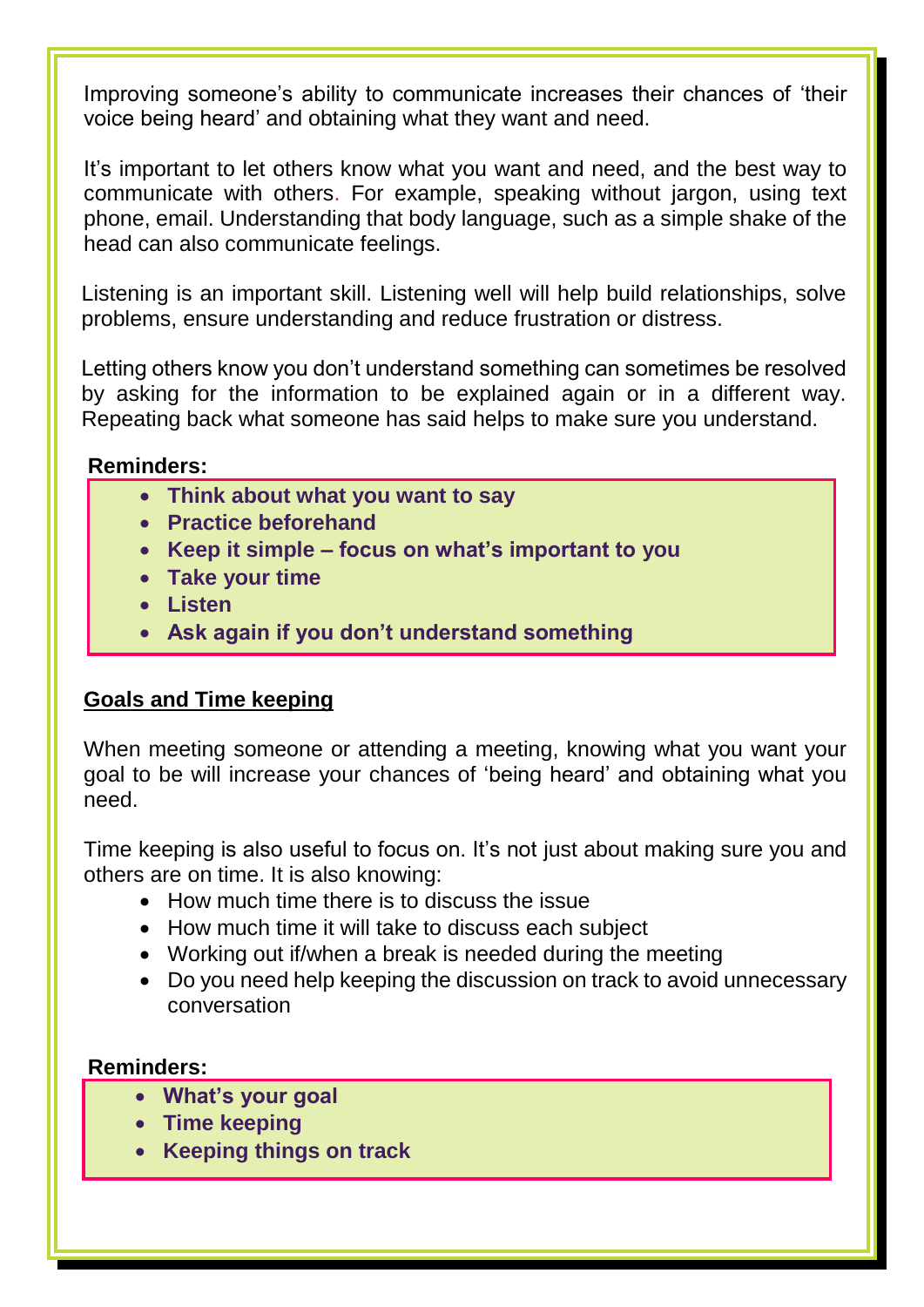Improving someone's ability to communicate increases their chances of 'their voice being heard' and obtaining what they want and need.

It's important to let others know what you want and need, and the best way to communicate with others. For example, speaking without jargon, using text phone, email. Understanding that body language, such as a simple shake of the head can also communicate feelings.

Listening is an important skill. Listening well will help build relationships, solve problems, ensure understanding and reduce frustration or distress.

Letting others know you don't understand something can sometimes be resolved by asking for the information to be explained again or in a different way. Repeating back what someone has said helps to make sure you understand.

**Reminders:**

- **Think about what you want to say**
- **Practice beforehand**
- **Keep it simple – focus on what's important to you**
- **Take your time**
- **Listen**
- **Ask again if you don't understand something**

## Goals and Time keeping

When meeting someone or attending a meeting, knowing what you want your goal to be will increase your chances of 'being heard' and obtaining what you need.

Time keeping is also useful to focus on. It's not just about making sure you and others are on time. It is also knowing:

- How much time there is to discuss the issue
- How much time it will take to discuss each subject
- Working out if/when a break is needed during the meeting
- Do you need help keeping the discussion on track to avoid unnecessary conversation

**Reminders:**

- **What's your goal**
- **Time keeping**
- **Keeping things on track**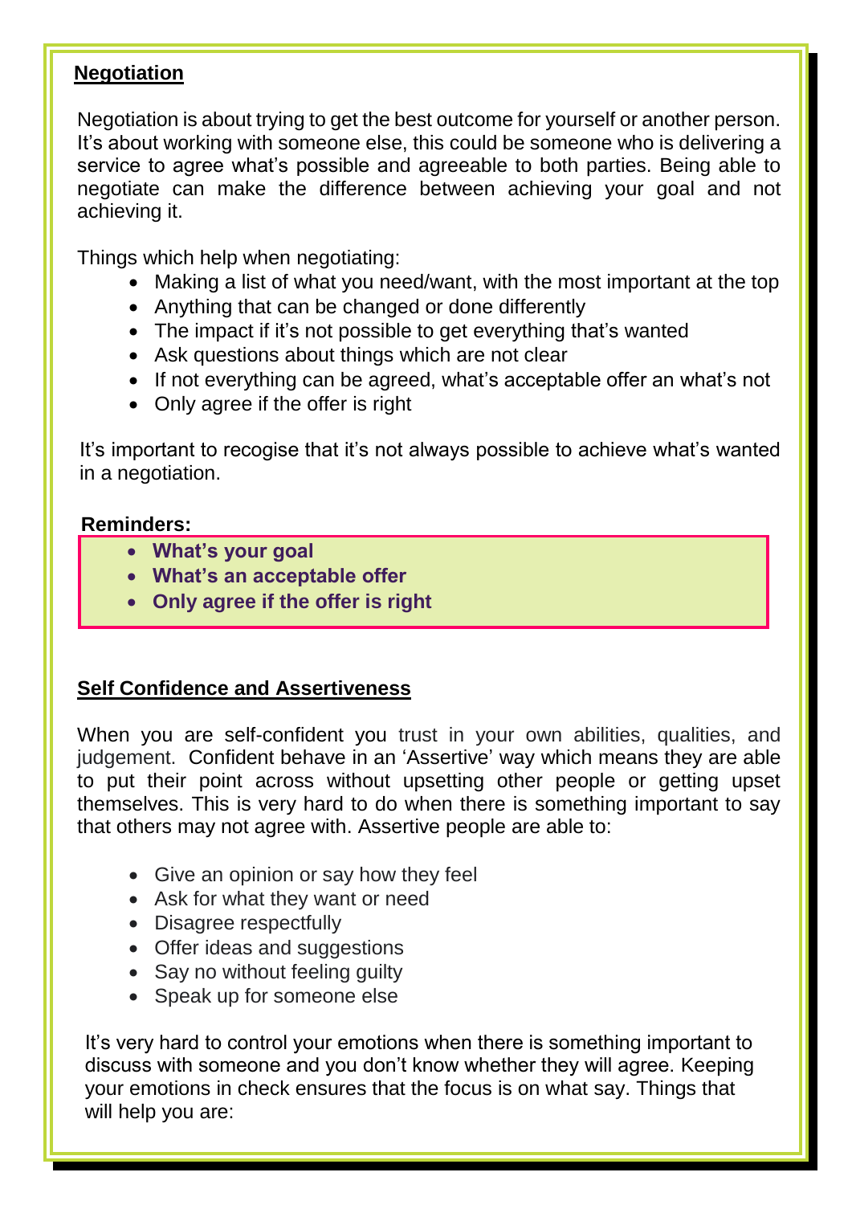## Negotiation

Negotiation is about trying to get the best outcome for yourself or another person. It's about working with someone else, this could be someone who is delivering a service to agree what's possible and agreeable to both parties. Being able to negotiate can make the difference between achieving your goal and not achieving it.

Things which help when negotiating:

- Making a list of what you need/want, with the most important at the top
- Anything that can be changed or done differently
- The impact if it's not possible to get everything that's wanted
- Ask questions about things which are not clear
- If not everything can be agreed, what's acceptable offer an what's not
- Only agree if the offer is right

It's important to recogise that it's not always possible to achieve what's wanted in a negotiation.

**Reminders:**

- **What's your goal**
- **What's an acceptable offer**
- **Only agree if the offer is right**

## Self Confidence and Assertiveness

When you are self-confident you trust in your own abilities, qualities, and judgement. Confident behave in an 'Assertive' way which means they are able to put their point across without upsetting other people or getting upset themselves. This is very hard to do when there is something important to say that others may not agree with. Assertive people are able to:

- Give an opinion or say how they feel
- Ask for what they want or need
- Disagree respectfully
- Offer ideas and suggestions
- Say no without feeling guilty
- Speak up for someone else

It's very hard to control your emotions when there is something important to discuss with someone and you don't know whether they will agree. Keeping your emotions in check ensures that the focus is on what say. Things that will help you are: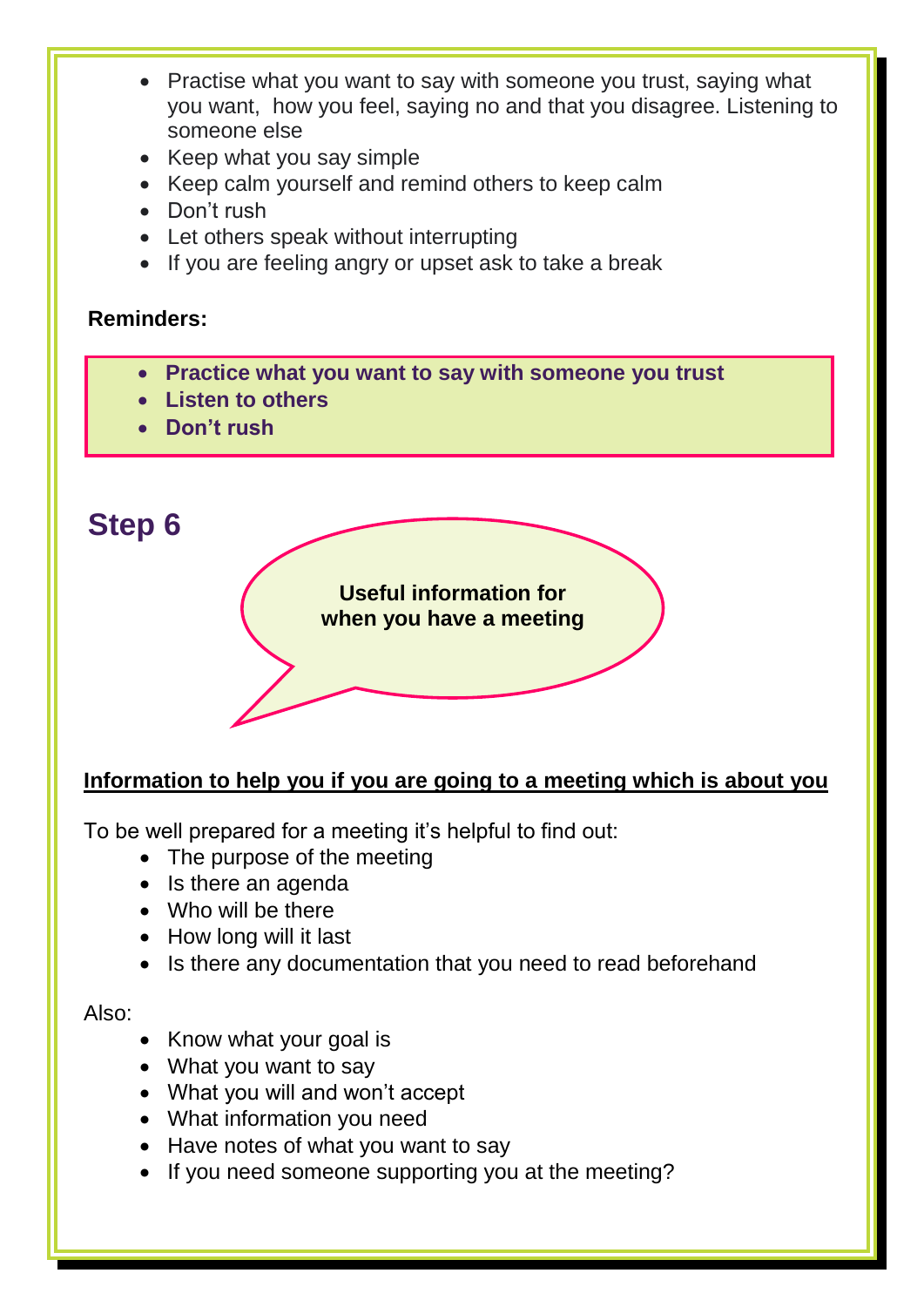- Practise what you want to say with someone you trust, saying what you want,  how you feel, saying no and that you disagree. Listening to someone else
- Keep what you say simple
- Keep calm yourself and remind others to keep calm
- Don't rush
- Let others speak without interrupting
- If you are feeling angry or upset ask to take a break

**Reminders:**

- **Practice what you want to say with someone you trust**
- **Listen to others**
- **Don't rush**

## Step 6

**Useful information for when you have a meeting**

**<u>Information to help you if you are going to a meeting which is about you</u>**

To be well prepared for a meeting it's helpful to find out:

- The purpose of the meeting
- Is there an agenda
- Who will be there
- How long will it last
- Is there any documentation that you need to read beforehand

Also:

- Know what your goal is
- What you want to say
- What you will and won't accept
- What information you need
- Have notes of what you want to say
- If you need someone supporting you at the meeting?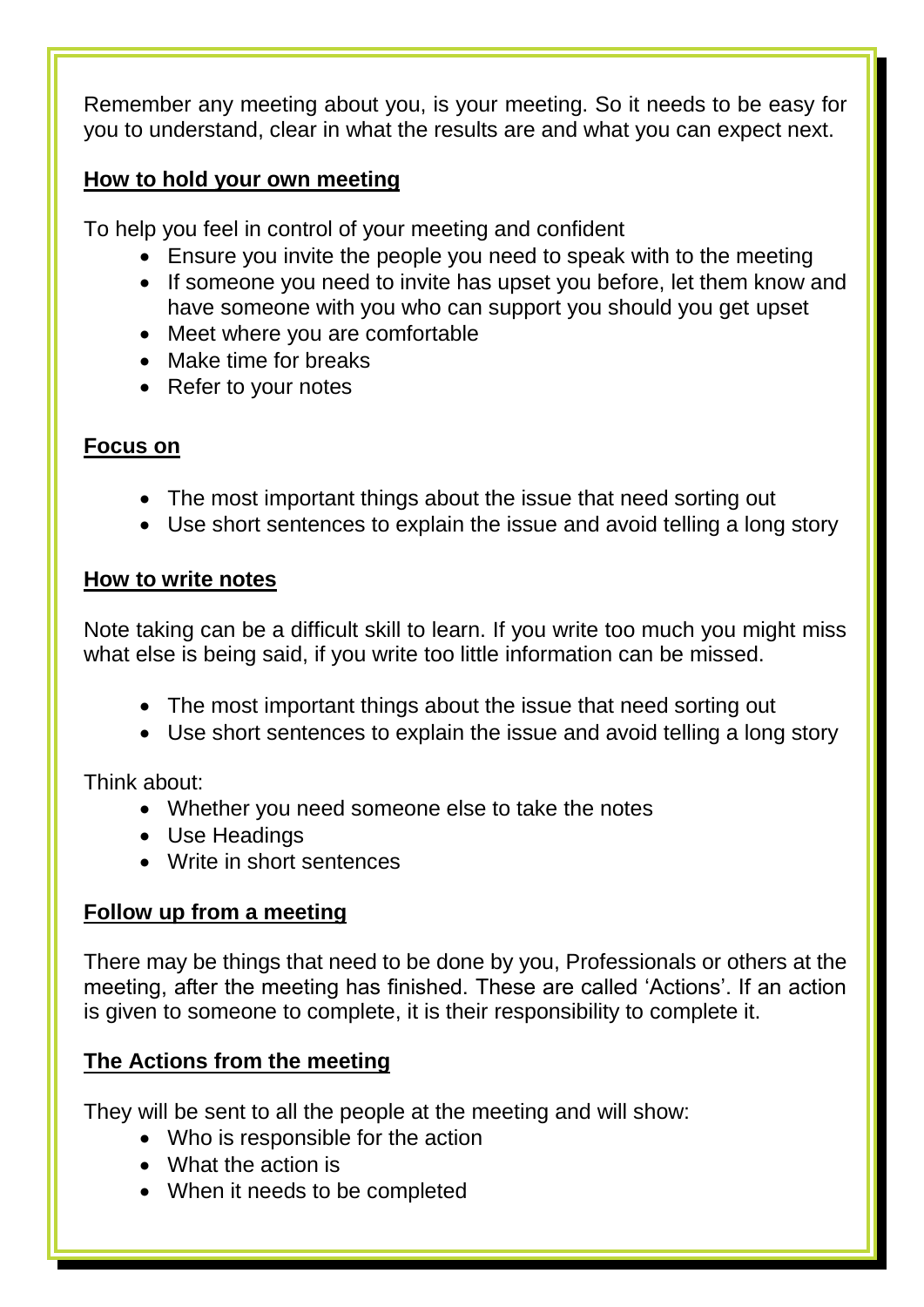Remember any meeting about you, is your meeting. So it needs to be easy for you to understand, clear in what the results are and what you can expect next.

## How to hold your own meeting

To help you feel in control of your meeting and confident

- Ensure you invite the people you need to speak with to the meeting
- If someone you need to invite has upset you before, let them know and have someone with you who can support you should you get upset
- Meet where you are comfortable
- Make time for breaks
- Refer to your notes

## Focus on

- The most important things about the issue that need sorting out
- Use short sentences to explain the issue and avoid telling a long story

## How to write notes

Note taking can be a difficult skill to learn. If you write too much you might miss what else is being said, if you write too little information can be missed.

- The most important things about the issue that need sorting out
- Use short sentences to explain the issue and avoid telling a long story

Think about:

- Whether you need someone else to take the notes
- Use Headings
- Write in short sentences

## Follow up from a meeting

There may be things that need to be done by you, Professionals or others at the meeting, after the meeting has finished. These are called 'Actions'. If an action is given to someone to complete, it is their responsibility to complete it.

## The Actions from the meeting

They will be sent to all the people at the meeting and will show:

- Who is responsible for the action
- What the action is
- When it needs to be completed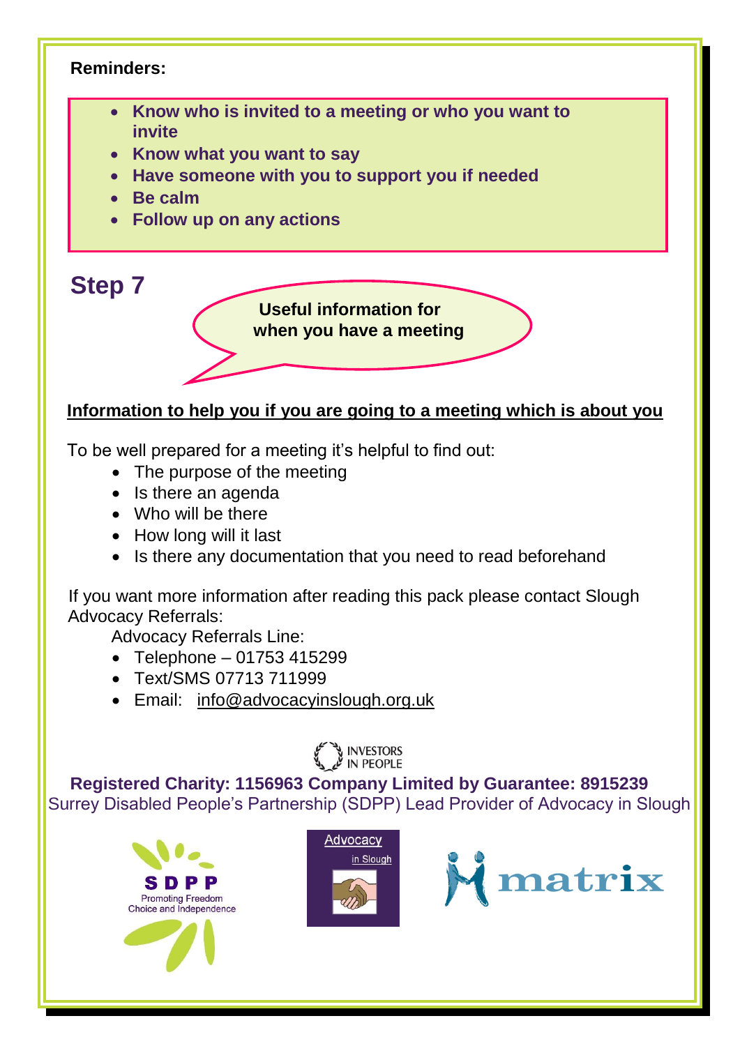**Reminders:**

- **Know who is invited to a meeting or who you want to invite**
- **Know what you want to say**
- **Have someone with you to support you if needed**
- **Be calm**
- **Follow up on any actions**

## Step 7

**Useful information for when you have a meeting**

**Information to help you if you are going to a meeting which is about you**

To be well prepared for a meeting it's helpful to find out:

- The purpose of the meeting
- Is there an agenda
- Who will be there
- How long will it last
- Is there any documentation that you need to read beforehand

If you want more information after reading this pack please contact Slough Advocacy Referrals:

Advocacy Referrals Line:

- Telephone – 01753 415299
- Text/SMS 07713 711999
- Email: info@advocacyinslough.org.uk

INVESTORS IN PEOPLE

**Registered Charity: 1156963 Company Limited by Guarantee: 8915239**

Surrey Disabled People's Partnership (SDPP) Lead Provider of Advocacy in Slough

SDPP Promoting Freedom Choice and Independence

Advocacy in Slough

matrix